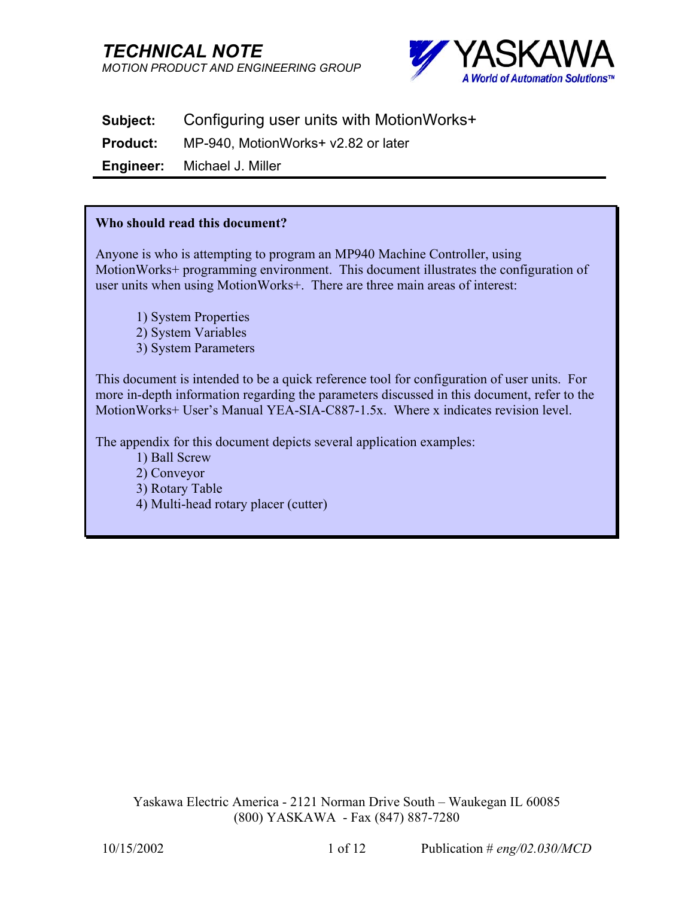# TECHNICAL NOTE

*MOTION PRODUCT AND ENGINEERING GROUP*

YASKAWA
*A World of Automation Solutions™*

**Subject:** Configuring user units with MotionWorks+

**Product:** MP-940, MotionWorks+ v2.82 or later

**Engineer:** Michael J. Miller

---

**Who should read this document?**

Anyone is who is attempting to program an MP940 Machine Controller, using MotionWorks+ programming environment. This document illustrates the configuration of user units when using MotionWorks+. There are three main areas of interest:

1) System Properties
2) System Variables
3) System Parameters

This document is intended to be a quick reference tool for configuration of user units. For more in-depth information regarding the parameters discussed in this document, refer to the MotionWorks+ User's Manual YEA-SIA-C887-1.5x. Where x indicates revision level.

The appendix for this document depicts several application examples:

1) Ball Screw
2) Conveyor
3) Rotary Table
4) Multi-head rotary placer (cutter)

Yaskawa Electric America - 2121 Norman Drive South – Waukegan IL 60085
(800) YASKAWA - Fax (847) 887-7280

10/15/2002 Publication # *eng/02.030/MCD*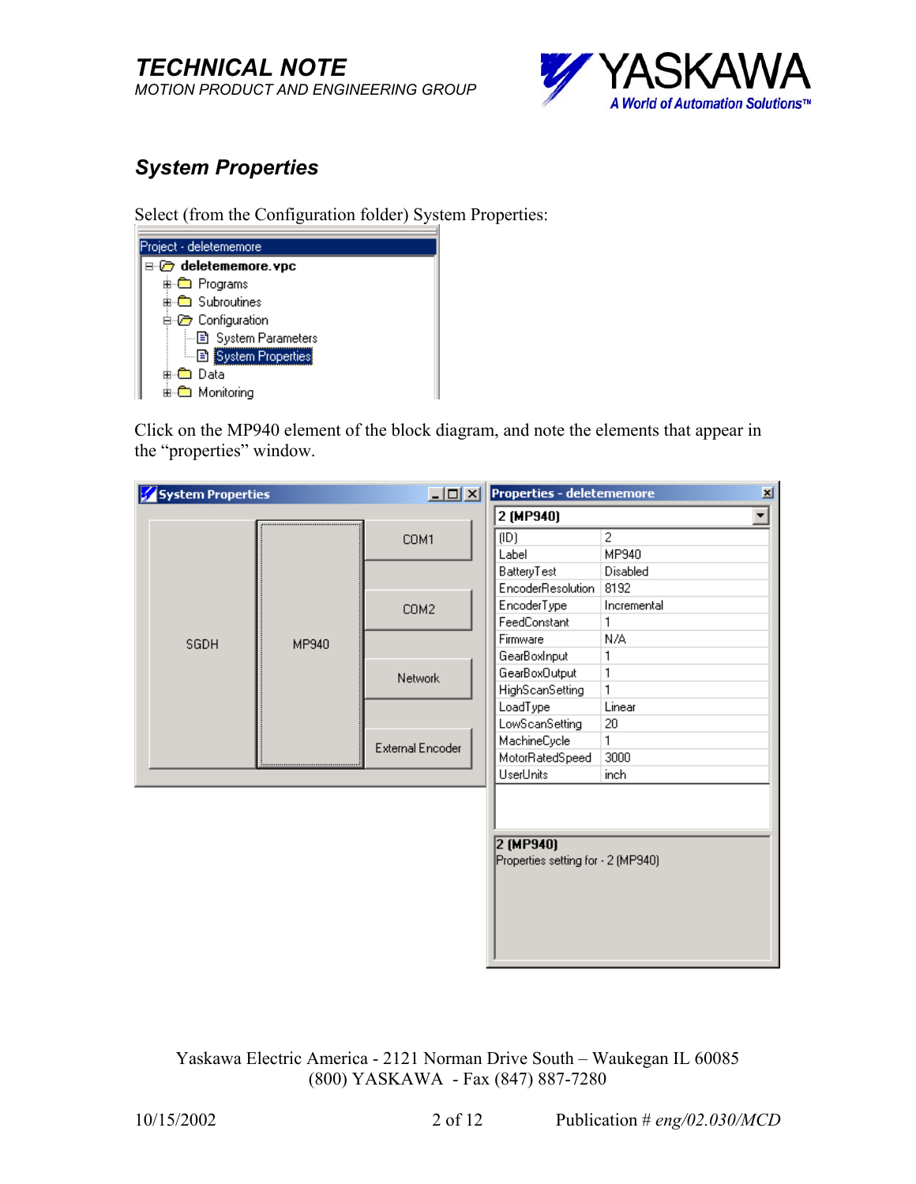## System Properties

Select (from the Configuration folder) System Properties:

Click on the MP940 element of the block diagram, and note the elements that appear in the "properties" window.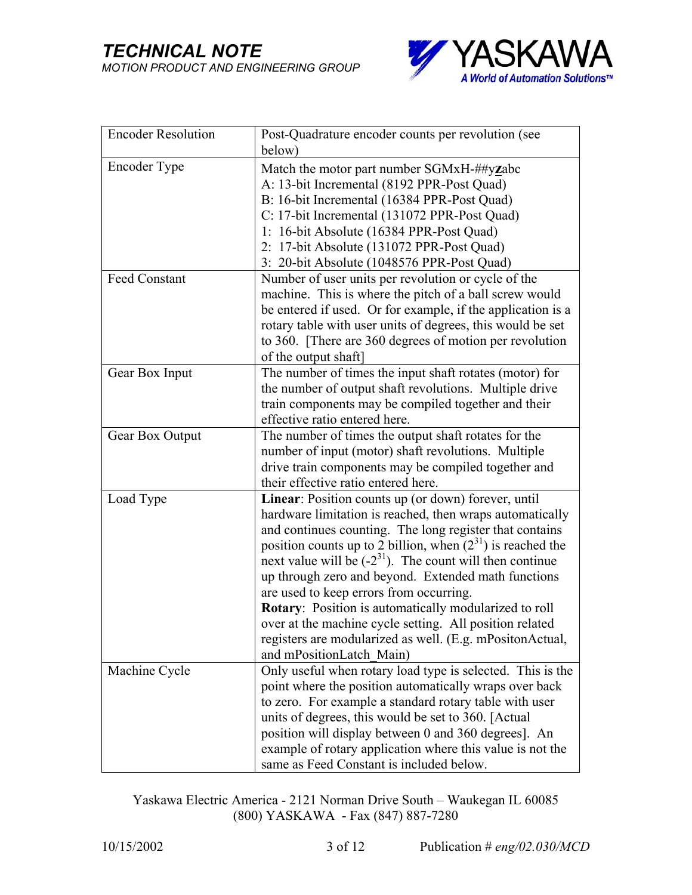| Encoder Resolution | Post-Quadrature encoder counts per revolution (see below) |
| --- | --- |
| Encoder Type | Match the motor part number SGMxH-##y**z**abc<br>A: 13-bit Incremental (8192 PPR-Post Quad)<br>B: 16-bit Incremental (16384 PPR-Post Quad)<br>C: 17-bit Incremental (131072 PPR-Post Quad)<br>1: 16-bit Absolute (16384 PPR-Post Quad)<br>2: 17-bit Absolute (131072 PPR-Post Quad)<br>3: 20-bit Absolute (1048576 PPR-Post Quad) |
| Feed Constant | Number of user units per revolution or cycle of the machine. This is where the pitch of a ball screw would be entered if used. Or for example, if the application is a rotary table with user units of degrees, this would be set to 360. [There are 360 degrees of motion per revolution of the output shaft] |
| Gear Box Input | The number of times the input shaft rotates (motor) for the number of output shaft revolutions. Multiple drive train components may be compiled together and their effective ratio entered here. |
| Gear Box Output | The number of times the output shaft rotates for the number of input (motor) shaft revolutions. Multiple drive train components may be compiled together and their effective ratio entered here. |
| Load Type | **Linear**: Position counts up (or down) forever, until hardware limitation is reached, then wraps automatically and continues counting. The long register that contains position counts up to 2 billion, when ($2^{31}$) is reached the next value will be ($-2^{31}$). The count will then continue up through zero and beyond. Extended math functions are used to keep errors from occurring.<br>**Rotary**: Position is automatically modularized to roll over at the machine cycle setting. All position related registers are modularized as well. (E.g. mPositonActual, and mPositionLatch_Main) |
| Machine Cycle | Only useful when rotary load type is selected. This is the point where the position automatically wraps over back to zero. For example a standard rotary table with user units of degrees, this would be set to 360. [Actual position will display between 0 and 360 degrees]. An example of rotary application where this value is not the same as Feed Constant is included below. |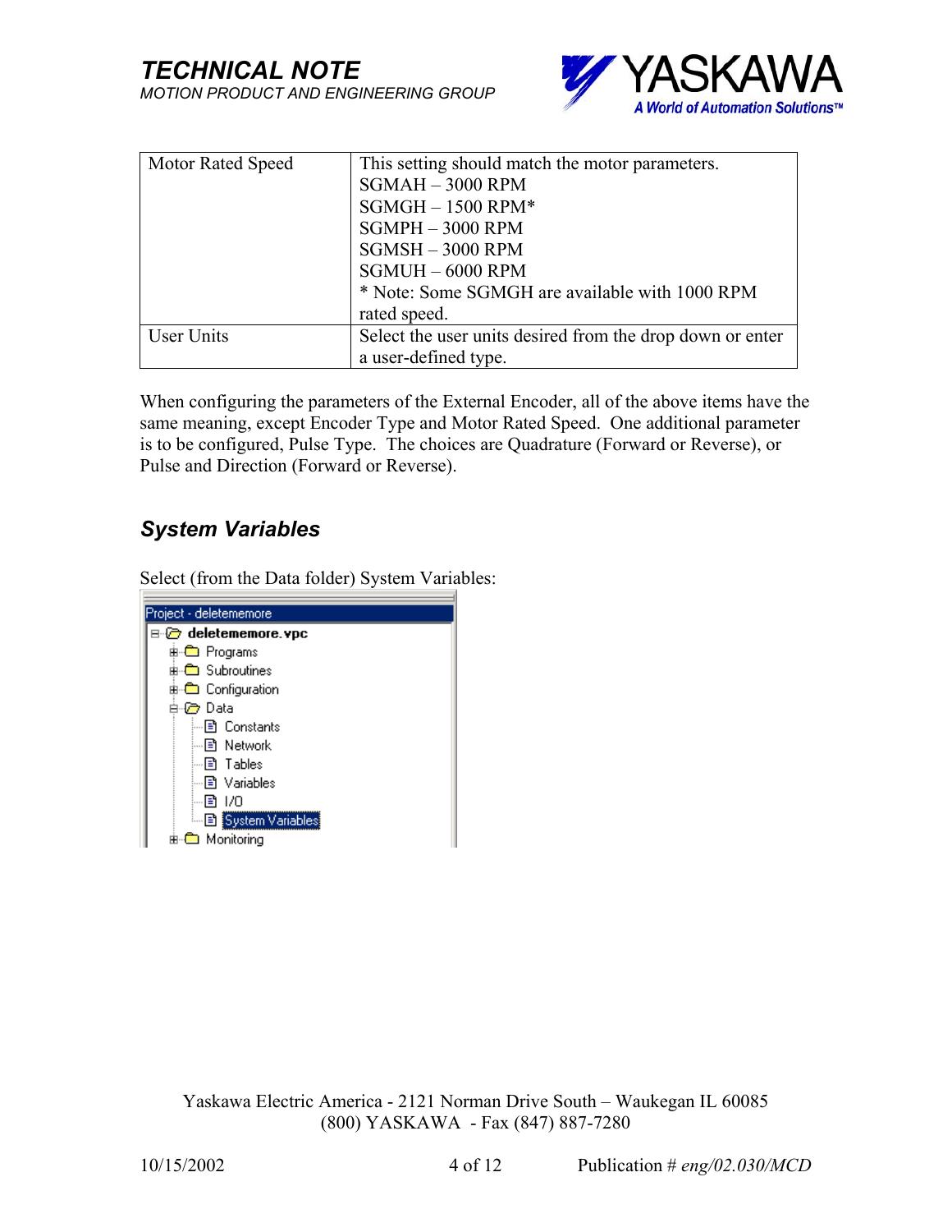| Motor Rated Speed | This setting should match the motor parameters.<br>SGMAH – 3000 RPM<br>SGMGH – 1500 RPM*<br>SGMPH – 3000 RPM<br>SGMSH – 3000 RPM<br>SGMUH – 6000 RPM<br>* Note: Some SGMGH are available with 1000 RPM rated speed. |
|---|---|
| User Units | Select the user units desired from the drop down or enter a user-defined type. |

When configuring the parameters of the External Encoder, all of the above items have the same meaning, except Encoder Type and Motor Rated Speed. One additional parameter is to be configured, Pulse Type. The choices are Quadrature (Forward or Reverse), or Pulse and Direction (Forward or Reverse).

## *System Variables*

Select (from the Data folder) System Variables:

```
Project - deletememore
⊟ deletememore.vpc
   ⊞ Programs
   ⊞ Subroutines
   ⊞ Configuration
   ⊟ Data
      Constants
      Network
      Tables
      Variables
      I/O
      System Variables
   ⊞ Monitoring
```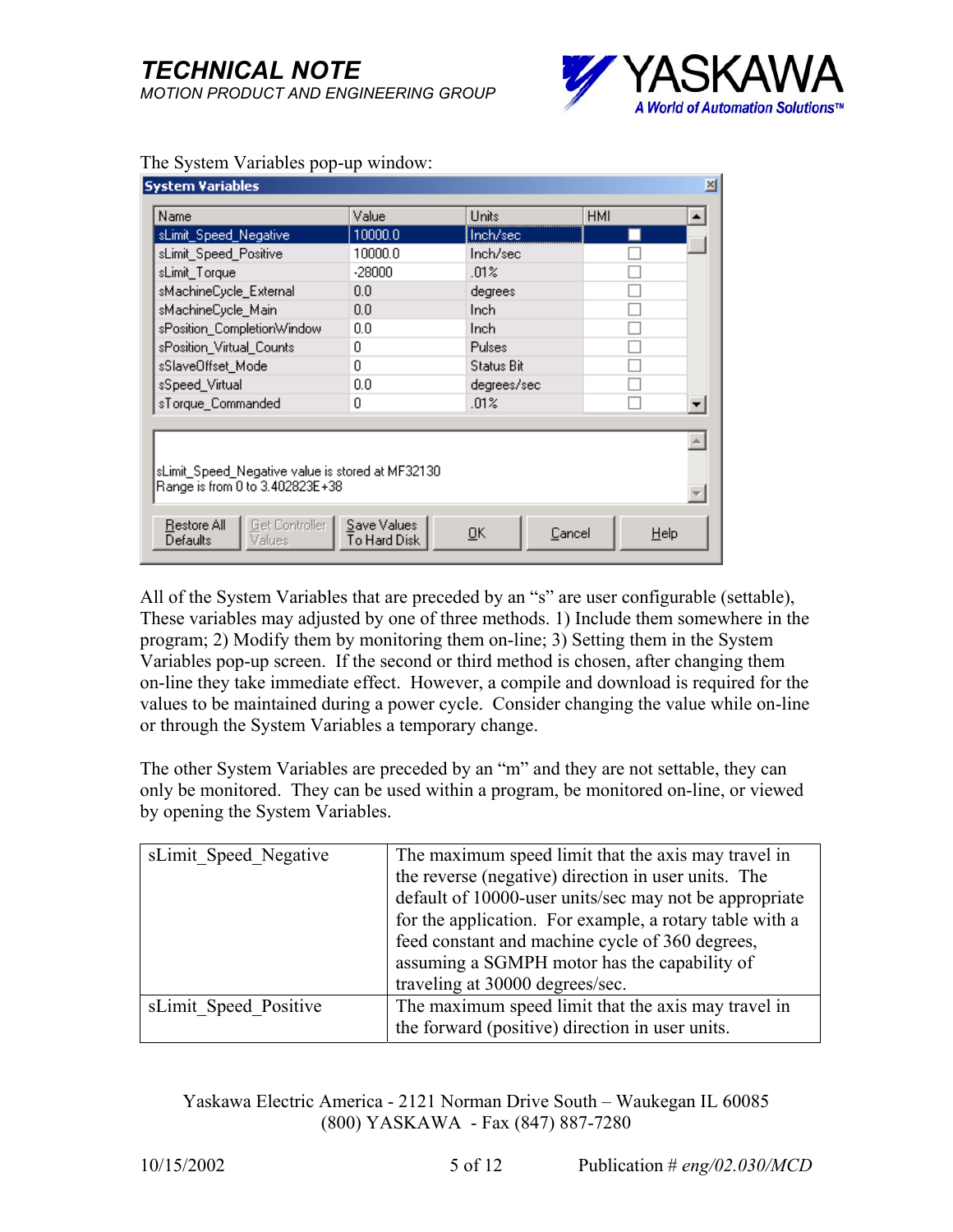The System Variables pop-up window:

| Name | Value | Units | HMI |
|---|---|---|---|
| sLimit_Speed_Negative | 10000.0 | Inch/sec | ☐ |
| sLimit_Speed_Positive | 10000.0 | Inch/sec | ☐ |
| sLimit_Torque | -28000 | .01% | ☐ |
| sMachineCycle_External | 0.0 | degrees | ☐ |
| sMachineCycle_Main | 0.0 | Inch | ☐ |
| sPosition_CompletionWindow | 0.0 | Inch | ☐ |
| sPosition_Virtual_Counts | 0 | Pulses | ☐ |
| sSlaveOffset_Mode | 0 | Status Bit | ☐ |
| sSpeed_Virtual | 0.0 | degrees/sec | ☐ |
| sTorque_Commanded | 0 | .01% | ☐ |

sLimit_Speed_Negative value is stored at MF32130
Range is from 0 to 3.402823E+38

Restore All Defaults | Get Controller Values | Save Values To Hard Disk | OK | Cancel | Help

All of the System Variables that are preceded by an "s" are user configurable (settable), These variables may adjusted by one of three methods. 1) Include them somewhere in the program; 2) Modify them by monitoring them on-line; 3) Setting them in the System Variables pop-up screen. If the second or third method is chosen, after changing them on-line they take immediate effect. However, a compile and download is required for the values to be maintained during a power cycle. Consider changing the value while on-line or through the System Variables a temporary change.

The other System Variables are preceded by an "m" and they are not settable, they can only be monitored. They can be used within a program, be monitored on-line, or viewed by opening the System Variables.

| | |
|---|---|
| sLimit_Speed_Negative | The maximum speed limit that the axis may travel in the reverse (negative) direction in user units. The default of 10000-user units/sec may not be appropriate for the application. For example, a rotary table with a feed constant and machine cycle of 360 degrees, assuming a SGMPH motor has the capability of traveling at 30000 degrees/sec. |
| sLimit_Speed_Positive | The maximum speed limit that the axis may travel in the forward (positive) direction in user units. |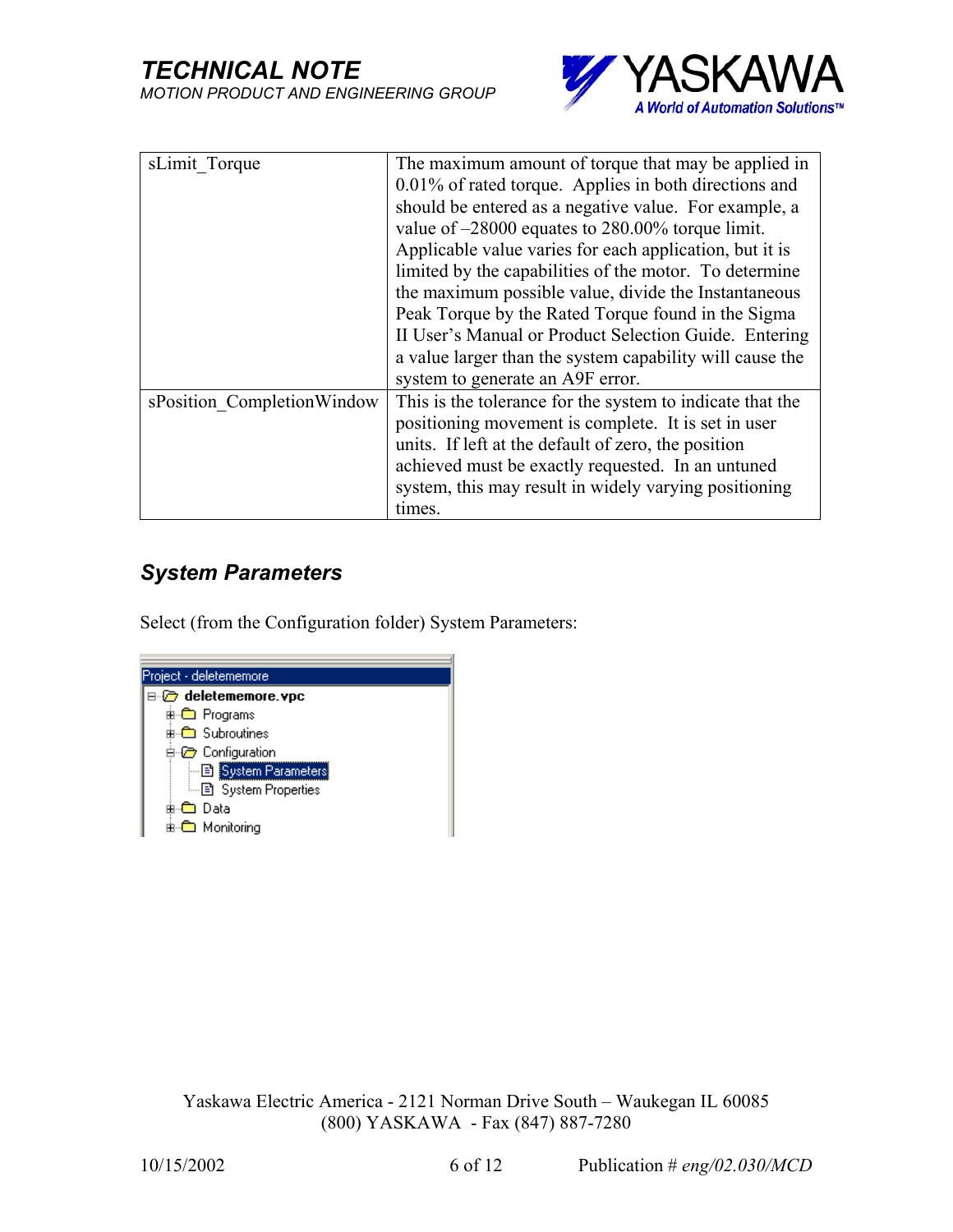| sLimit_Torque | The maximum amount of torque that may be applied in 0.01% of rated torque. Applies in both directions and should be entered as a negative value. For example, a value of –28000 equates to 280.00% torque limit. Applicable value varies for each application, but it is limited by the capabilities of the motor. To determine the maximum possible value, divide the Instantaneous Peak Torque by the Rated Torque found in the Sigma II User's Manual or Product Selection Guide. Entering a value larger than the system capability will cause the system to generate an A9F error. |
|---|---|
| sPosition_CompletionWindow | This is the tolerance for the system to indicate that the positioning movement is complete. It is set in user units. If left at the default of zero, the position achieved must be exactly requested. In an untuned system, this may result in widely varying positioning times. |

## *System Parameters*

Select (from the Configuration folder) System Parameters: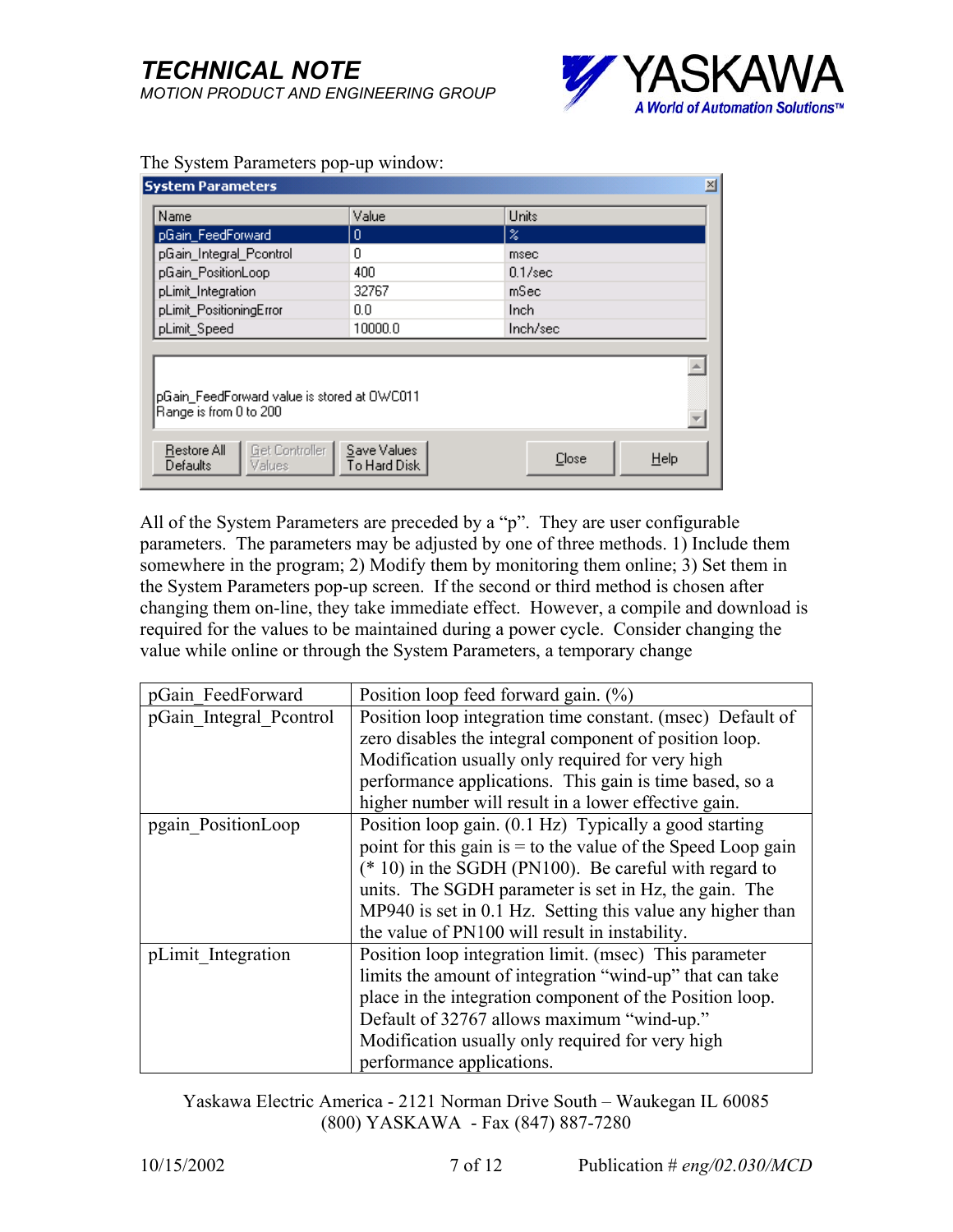The System Parameters pop-up window:

**System Parameters**

| Name | Value | Units |
|---|---|---|
| pGain_FeedForward | 0 | % |
| pGain_Integral_Pcontrol | 0 | msec |
| pGain_PositionLoop | 400 | 0.1/sec |
| pLimit_Integration | 32767 | mSec |
| pLimit_PositioningError | 0.0 | Inch |
| pLimit_Speed | 10000.0 | Inch/sec |

pGain_FeedForward value is stored at OWC011
Range is from 0 to 200

Restore All Defaults | Get Controller Values | Save Values To Hard Disk | Close | Help

All of the System Parameters are preceded by a "p". They are user configurable parameters. The parameters may be adjusted by one of three methods. 1) Include them somewhere in the program; 2) Modify them by monitoring them online; 3) Set them in the System Parameters pop-up screen. If the second or third method is chosen after changing them on-line, they take immediate effect. However, a compile and download is required for the values to be maintained during a power cycle. Consider changing the value while online or through the System Parameters, a temporary change

| | |
|---|---|
| pGain_FeedForward | Position loop feed forward gain. (%) |
| pGain_Integral_Pcontrol | Position loop integration time constant. (msec) Default of zero disables the integral component of position loop. Modification usually only required for very high performance applications. This gain is time based, so a higher number will result in a lower effective gain. |
| pgain_PositionLoop | Position loop gain. (0.1 Hz) Typically a good starting point for this gain is = to the value of the Speed Loop gain (* 10) in the SGDH (PN100). Be careful with regard to units. The SGDH parameter is set in Hz, the gain. The MP940 is set in 0.1 Hz. Setting this value any higher than the value of PN100 will result in instability. |
| pLimit_Integration | Position loop integration limit. (msec) This parameter limits the amount of integration "wind-up" that can take place in the integration component of the Position loop. Default of 32767 allows maximum "wind-up." Modification usually only required for very high performance applications. |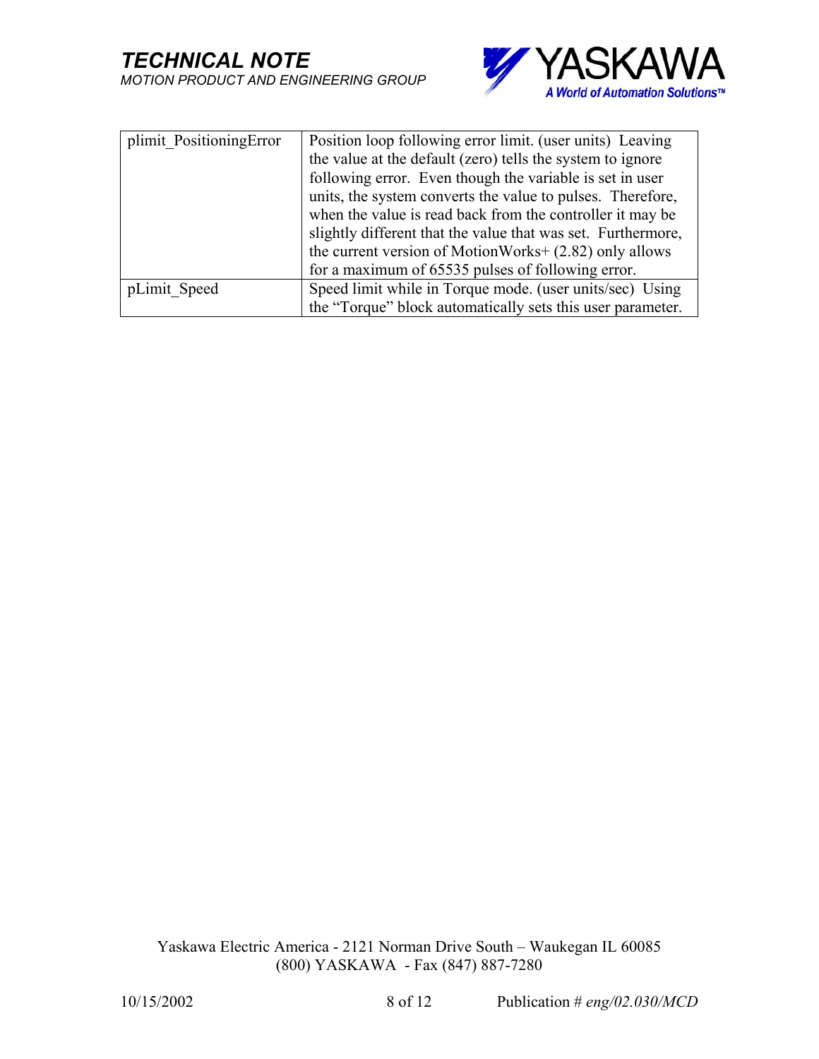| plimit_PositioningError | Position loop following error limit. (user units) Leaving the value at the default (zero) tells the system to ignore following error. Even though the variable is set in user units, the system converts the value to pulses. Therefore, when the value is read back from the controller it may be slightly different that the value that was set. Furthermore, the current version of MotionWorks+ (2.82) only allows for a maximum of 65535 pulses of following error. |
|---|---|
| pLimit_Speed | Speed limit while in Torque mode. (user units/sec) Using the "Torque" block automatically sets this user parameter. |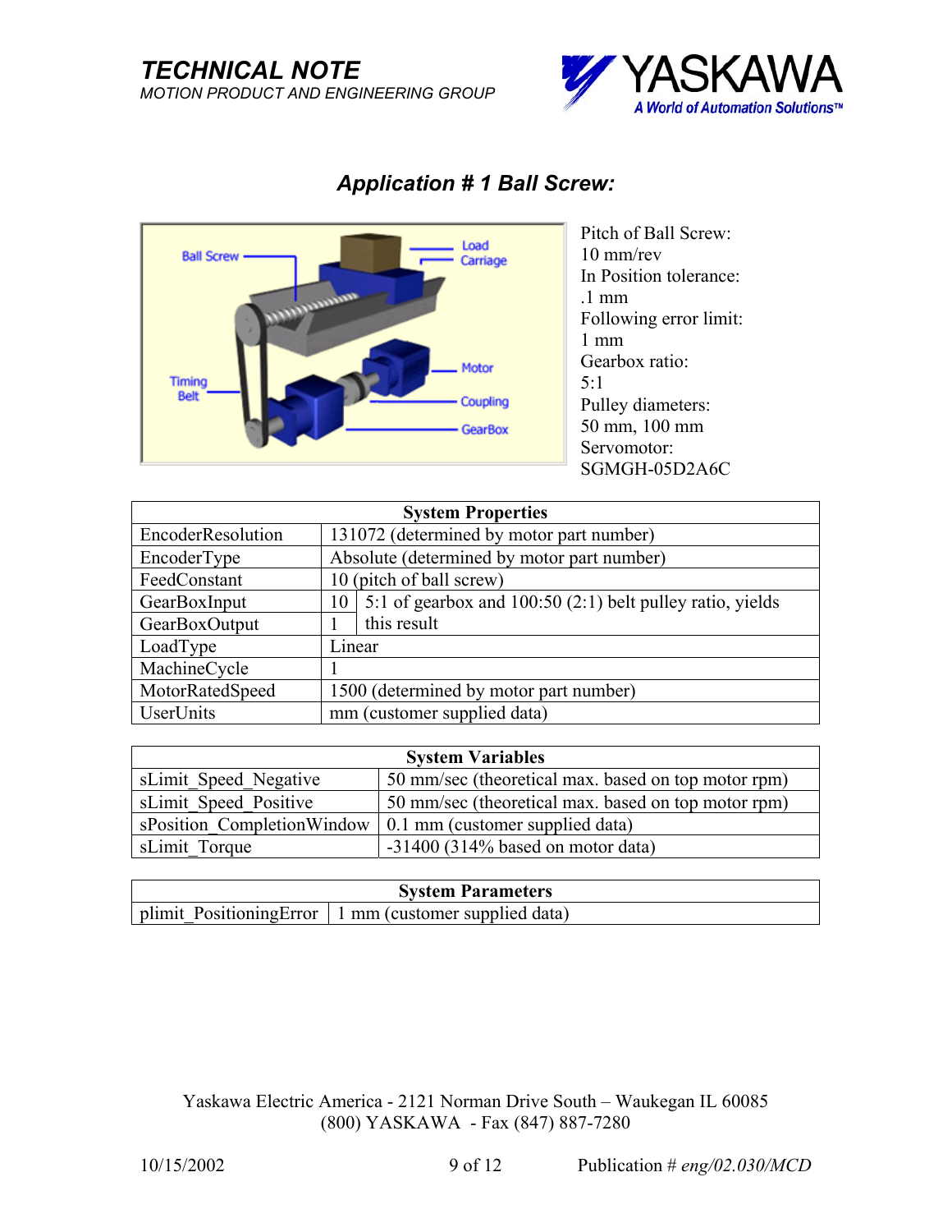## Application # 1 Ball Screw:

Pitch of Ball Screw:
10 mm/rev
In Position tolerance:
.1 mm
Following error limit:
1 mm
Gearbox ratio:
5:1
Pulley diameters:
50 mm, 100 mm
Servomotor:
SGMGH-05D2A6C

| System Properties | | |
|---|---|---|
| EncoderResolution | 131072 (determined by motor part number) | |
| EncoderType | Absolute (determined by motor part number) | |
| FeedConstant | 10 (pitch of ball screw) | |
| GearBoxInput | 10 | 5:1 of gearbox and 100:50 (2:1) belt pulley ratio, yields this result |
| GearBoxOutput | 1 | |
| LoadType | Linear | |
| MachineCycle | 1 | |
| MotorRatedSpeed | 1500 (determined by motor part number) | |
| UserUnits | mm (customer supplied data) | |

| System Variables | |
|---|---|
| sLimit_Speed_Negative | 50 mm/sec (theoretical max. based on top motor rpm) |
| sLimit_Speed_Positive | 50 mm/sec (theoretical max. based on top motor rpm) |
| sPosition_CompletionWindow | 0.1 mm (customer supplied data) |
| sLimit_Torque | -31400 (314% based on motor data) |

| System Parameters | |
|---|---|
| plimit_PositioningError | 1 mm (customer supplied data) |

Yaskawa Electric America - 2121 Norman Drive South – Waukegan IL 60085
(800) YASKAWA - Fax (847) 887-7280

10/15/2002 Publication # *eng/02.030/MCD*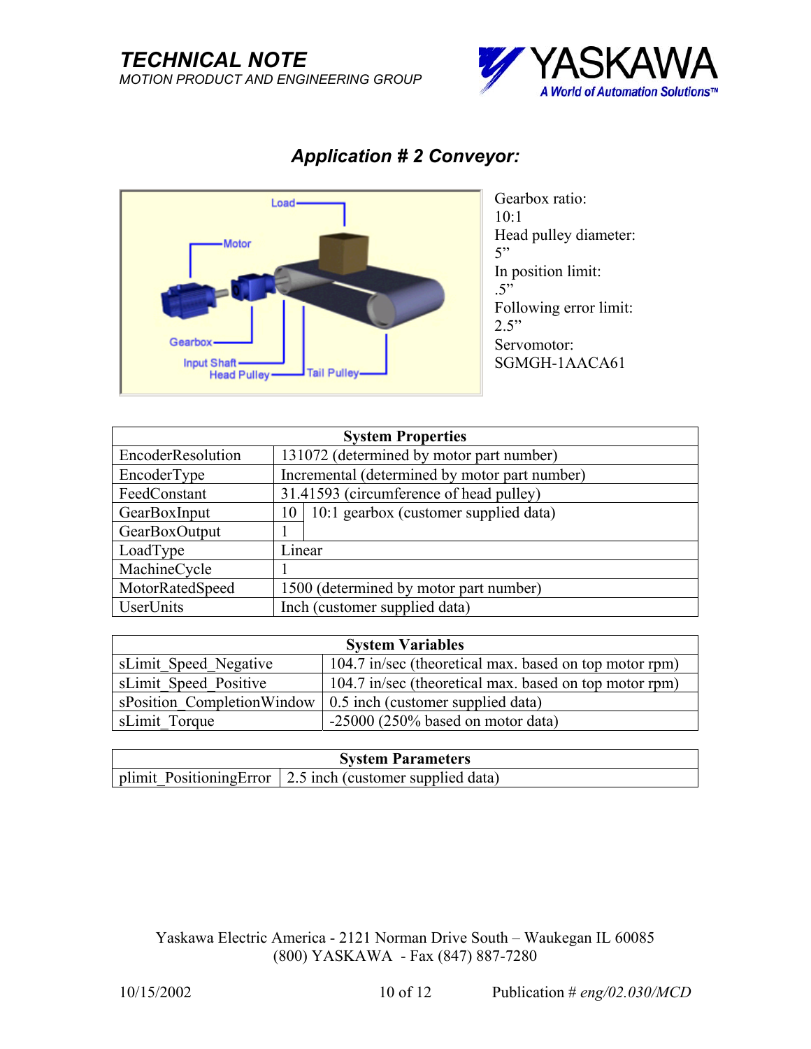## *Application # 2 Conveyor:*

Gearbox ratio:
10:1
Head pulley diameter:
5"
In position limit:
.5"
Following error limit:
2.5"
Servomotor:
SGMGH-1AACA61

| System Properties | | |
|---|---|---|
| EncoderResolution | 131072 (determined by motor part number) | |
| EncoderType | Incremental (determined by motor part number) | |
| FeedConstant | 31.41593 (circumference of head pulley) | |
| GearBoxInput | 10 | 10:1 gearbox (customer supplied data) |
| GearBoxOutput | 1 | |
| LoadType | Linear | |
| MachineCycle | 1 | |
| MotorRatedSpeed | 1500 (determined by motor part number) | |
| UserUnits | Inch (customer supplied data) | |

| System Variables | |
|---|---|
| sLimit_Speed_Negative | 104.7 in/sec (theoretical max. based on top motor rpm) |
| sLimit_Speed_Positive | 104.7 in/sec (theoretical max. based on top motor rpm) |
| sPosition_CompletionWindow | 0.5 inch (customer supplied data) |
| sLimit_Torque | -25000 (250% based on motor data) |

| System Parameters | |
|---|---|
| plimit_PositioningError | 2.5 inch (customer supplied data) |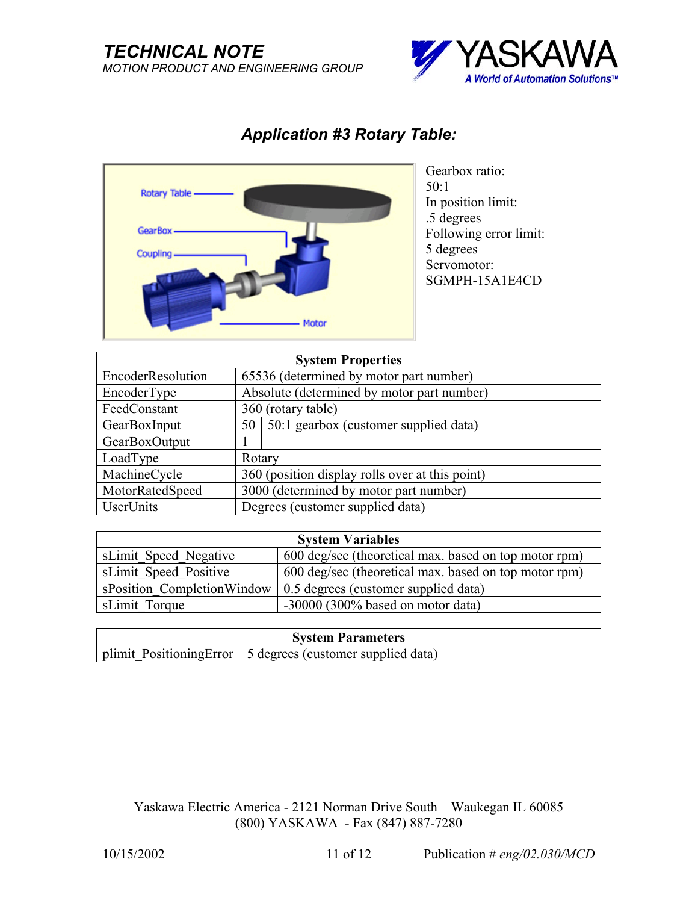## *Application #3 Rotary Table:*

Gearbox ratio:
50:1
In position limit:
.5 degrees
Following error limit:
5 degrees
Servomotor:
SGMPH-15A1E4CD

| System Properties | | |
|---|---|---|
| EncoderResolution | 65536 (determined by motor part number) | |
| EncoderType | Absolute (determined by motor part number) | |
| FeedConstant | 360 (rotary table) | |
| GearBoxInput | 50 | 50:1 gearbox (customer supplied data) |
| GearBoxOutput | 1 | |
| LoadType | Rotary | |
| MachineCycle | 360 (position display rolls over at this point) | |
| MotorRatedSpeed | 3000 (determined by motor part number) | |
| UserUnits | Degrees (customer supplied data) | |

| System Variables | |
|---|---|
| sLimit_Speed_Negative | 600 deg/sec (theoretical max. based on top motor rpm) |
| sLimit_Speed_Positive | 600 deg/sec (theoretical max. based on top motor rpm) |
| sPosition_CompletionWindow | 0.5 degrees (customer supplied data) |
| sLimit_Torque | -30000 (300% based on motor data) |

| System Parameters | |
|---|---|
| plimit_PositioningError | 5 degrees (customer supplied data) |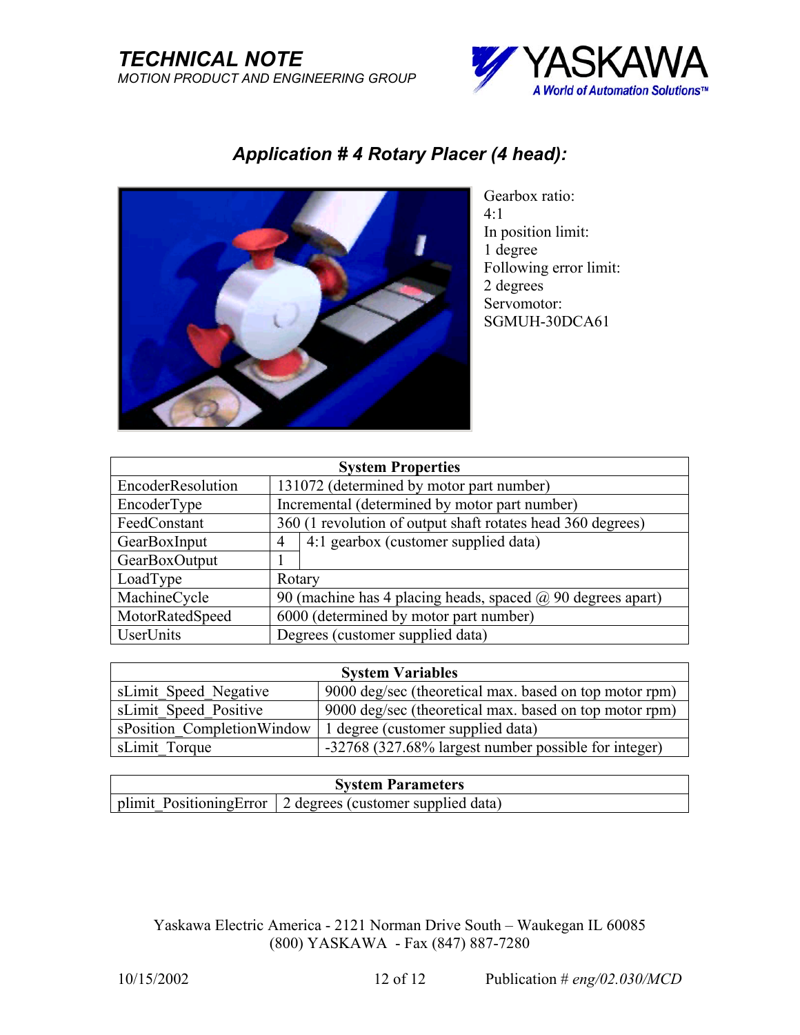## *Application # 4 Rotary Placer (4 head):*

Gearbox ratio:
4:1
In position limit:
1 degree
Following error limit:
2 degrees
Servomotor:
SGMUH-30DCA61

| System Properties | | |
|---|---|---|
| EncoderResolution | 131072 (determined by motor part number) | |
| EncoderType | Incremental (determined by motor part number) | |
| FeedConstant | 360 (1 revolution of output shaft rotates head 360 degrees) | |
| GearBoxInput | 4 | 4:1 gearbox (customer supplied data) |
| GearBoxOutput | 1 | |
| LoadType | Rotary | |
| MachineCycle | 90 (machine has 4 placing heads, spaced @ 90 degrees apart) | |
| MotorRatedSpeed | 6000 (determined by motor part number) | |
| UserUnits | Degrees (customer supplied data) | |

| System Variables | |
|---|---|
| sLimit_Speed_Negative | 9000 deg/sec (theoretical max. based on top motor rpm) |
| sLimit_Speed_Positive | 9000 deg/sec (theoretical max. based on top motor rpm) |
| sPosition_CompletionWindow | 1 degree (customer supplied data) |
| sLimit_Torque | -32768 (327.68% largest number possible for integer) |

| System Parameters | |
|---|---|
| plimit_PositioningError | 2 degrees (customer supplied data) |